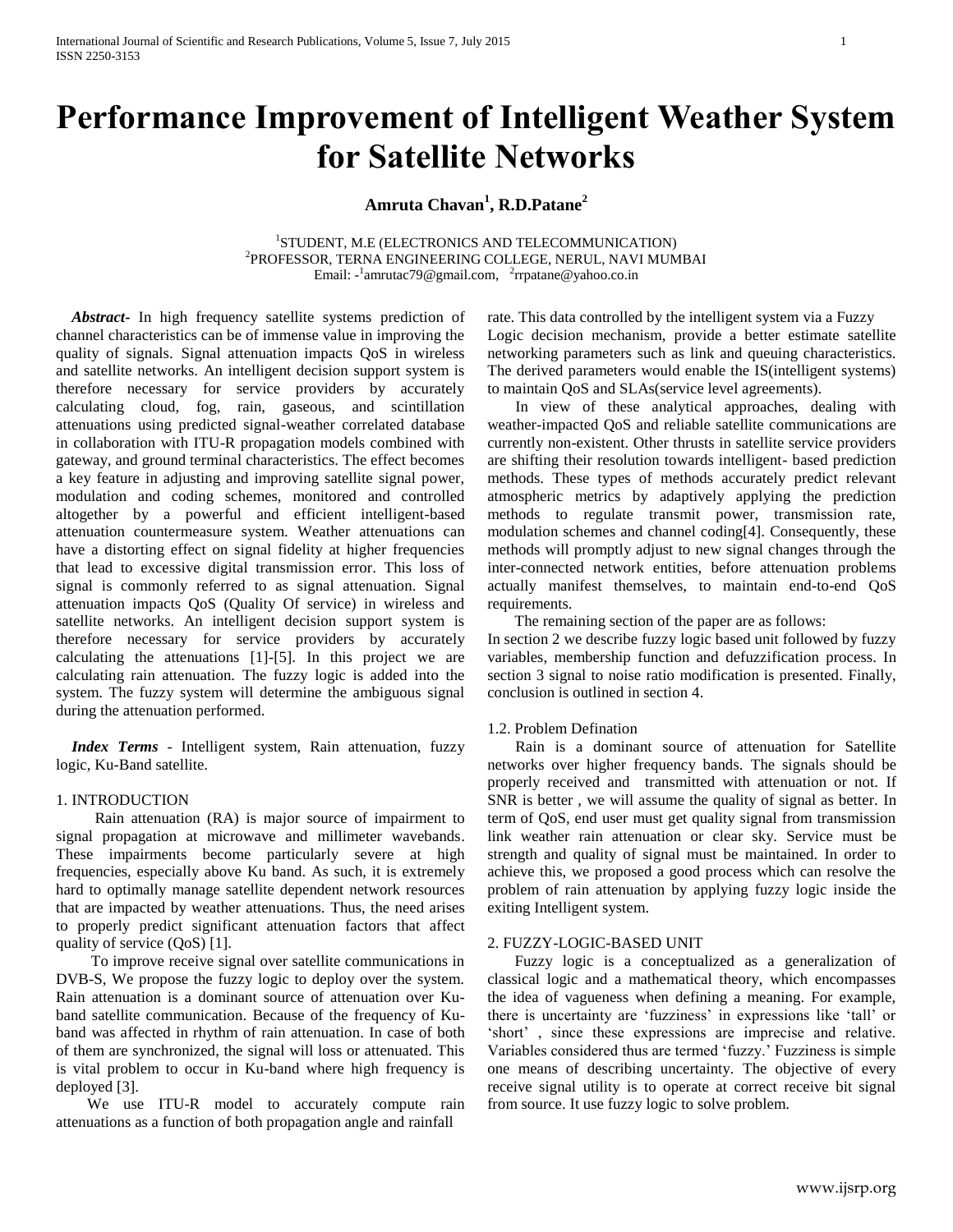# Performance Improvement of Intelligent Weather System for Satellite Networks

**Amruta Chavan[1], R.D.Patane[2]**

[1]STUDENT, M.E (ELECTRONICS AND TELECOMMUNICATION)
[2]PROFESSOR, TERNA ENGINEERING COLLEGE, NERUL, NAVI MUMBAI
Email: -[1]amrutac79@gmail.com, [2]rrpatane@yahoo.co.in

***Abstract*-** In high frequency satellite systems prediction of channel characteristics can be of immense value in improving the quality of signals. Signal attenuation impacts QoS in wireless and satellite networks. An intelligent decision support system is therefore necessary for service providers by accurately calculating cloud, fog, rain, gaseous, and scintillation attenuations using predicted signal-weather correlated database in collaboration with ITU-R propagation models combined with gateway, and ground terminal characteristics. The effect becomes a key feature in adjusting and improving satellite signal power, modulation and coding schemes, monitored and controlled altogether by a powerful and efficient intelligent-based attenuation countermeasure system. Weather attenuations can have a distorting effect on signal fidelity at higher frequencies that lead to excessive digital transmission error. This loss of signal is commonly referred to as signal attenuation. Signal attenuation impacts QoS (Quality Of service) in wireless and satellite networks. An intelligent decision support system is therefore necessary for service providers by accurately calculating the attenuations [1]-[5]. In this project we are calculating rain attenuation. The fuzzy logic is added into the system. The fuzzy system will determine the ambiguous signal during the attenuation performed.

***Index Terms*** - Intelligent system, Rain attenuation, fuzzy logic, Ku-Band satellite.

## 1. INTRODUCTION

Rain attenuation (RA) is major source of impairment to signal propagation at microwave and millimeter wavebands. These impairments become particularly severe at high frequencies, especially above Ku band. As such, it is extremely hard to optimally manage satellite dependent network resources that are impacted by weather attenuations. Thus, the need arises to properly predict significant attenuation factors that affect quality of service (QoS) [1].

To improve receive signal over satellite communications in DVB-S, We propose the fuzzy logic to deploy over the system. Rain attenuation is a dominant source of attenuation over Ku-band satellite communication. Because of the frequency of Ku-band was affected in rhythm of rain attenuation. In case of both of them are synchronized, the signal will loss or attenuated. This is vital problem to occur in Ku-band where high frequency is deployed [3].

We use ITU-R model to accurately compute rain attenuations as a function of both propagation angle and rainfall rate. This data controlled by the intelligent system via a Fuzzy Logic decision mechanism, provide a better estimate satellite networking parameters such as link and queuing characteristics. The derived parameters would enable the IS(intelligent systems) to maintain QoS and SLAs(service level agreements).

In view of these analytical approaches, dealing with weather-impacted QoS and reliable satellite communications are currently non-existent. Other thrusts in satellite service providers are shifting their resolution towards intelligent- based prediction methods. These types of methods accurately predict relevant atmospheric metrics by adaptively applying the prediction methods to regulate transmit power, transmission rate, modulation schemes and channel coding[4]. Consequently, these methods will promptly adjust to new signal changes through the inter-connected network entities, before attenuation problems actually manifest themselves, to maintain end-to-end QoS requirements.

The remaining section of the paper are as follows:
In section 2 we describe fuzzy logic based unit followed by fuzzy variables, membership function and defuzzification process. In section 3 signal to noise ratio modification is presented. Finally, conclusion is outlined in section 4.

### 1.2. Problem Defination

Rain is a dominant source of attenuation for Satellite networks over higher frequency bands. The signals should be properly received and transmitted with attenuation or not. If SNR is better , we will assume the quality of signal as better. In term of QoS, end user must get quality signal from transmission link weather rain attenuation or clear sky. Service must be strength and quality of signal must be maintained. In order to achieve this, we proposed a good process which can resolve the problem of rain attenuation by applying fuzzy logic inside the exiting Intelligent system.

## 2. FUZZY-LOGIC-BASED UNIT

Fuzzy logic is a conceptualized as a generalization of classical logic and a mathematical theory, which encompasses the idea of vagueness when defining a meaning. For example, there is uncertainty are 'fuzziness' in expressions like 'tall' or 'short' , since these expressions are imprecise and relative. Variables considered thus are termed 'fuzzy.' Fuzziness is simple one means of describing uncertainty. The objective of every receive signal utility is to operate at correct receive bit signal from source. It use fuzzy logic to solve problem.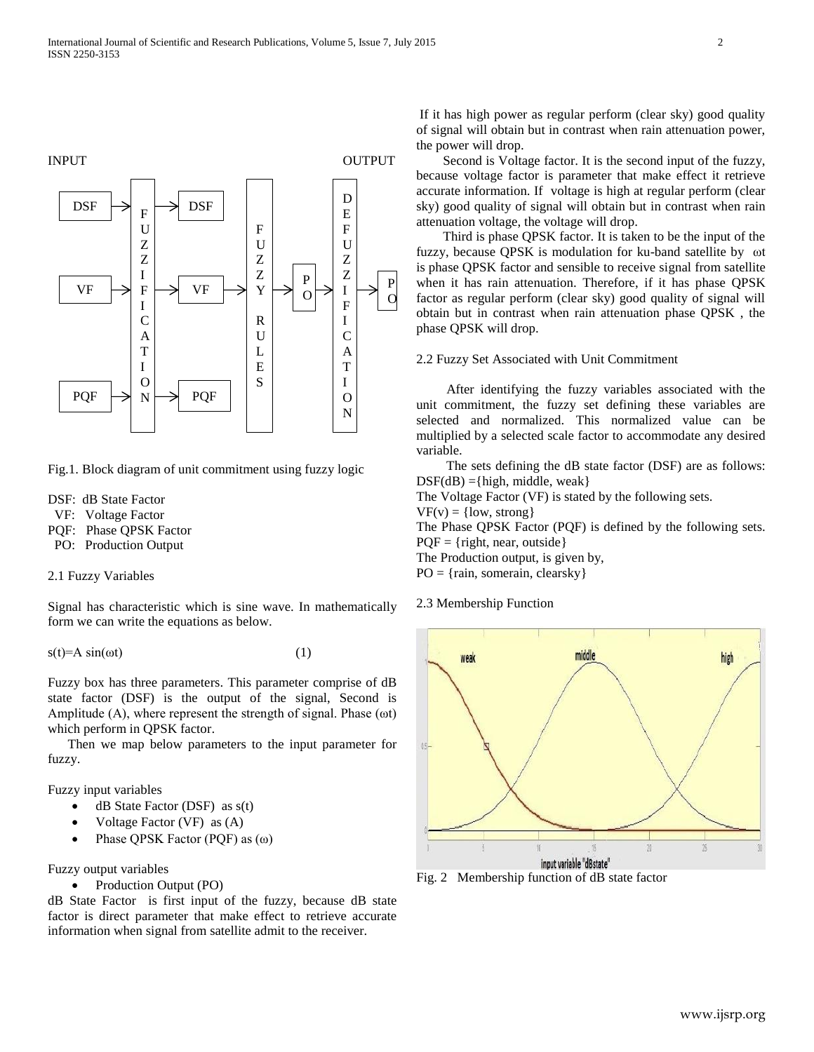INPUT OUTPUT

Fig.1. Block diagram of unit commitment using fuzzy logic

DSF: dB State Factor
VF: Voltage Factor
PQF: Phase QPSK Factor
PO: Production Output

2.1 Fuzzy Variables

Signal has characteristic which is sine wave. In mathematically form we can write the equations as below.

$$s(t)=A \sin(\omega t) \tag{1}$$

Fuzzy box has three parameters. This parameter comprise of dB state factor (DSF) is the output of the signal, Second is Amplitude (A), where represent the strength of signal. Phase ($\omega t$) which perform in QPSK factor.

Then we map below parameters to the input parameter for fuzzy.

Fuzzy input variables

- dB State Factor (DSF) as s(t)
- Voltage Factor (VF) as (A)
- Phase QPSK Factor (PQF) as ($\omega$)

Fuzzy output variables

- Production Output (PO)

dB State Factor is first input of the fuzzy, because dB state factor is direct parameter that make effect to retrieve accurate information when signal from satellite admit to the receiver. If it has high power as regular perform (clear sky) good quality of signal will obtain but in contrast when rain attenuation power, the power will drop.

Second is Voltage factor. It is the second input of the fuzzy, because voltage factor is parameter that make effect it retrieve accurate information. If voltage is high at regular perform (clear sky) good quality of signal will obtain but in contrast when rain attenuation voltage, the voltage will drop.

Third is phase QPSK factor. It is taken to be the input of the fuzzy, because QPSK is modulation for ku-band satellite by $\omega t$ is phase QPSK factor and sensible to receive signal from satellite when it has rain attenuation. Therefore, if it has phase QPSK factor as regular perform (clear sky) good quality of signal will obtain but in contrast when rain attenuation phase QPSK , the phase QPSK will drop.

2.2 Fuzzy Set Associated with Unit Commitment

After identifying the fuzzy variables associated with the unit commitment, the fuzzy set defining these variables are selected and normalized. This normalized value can be multiplied by a selected scale factor to accommodate any desired variable.

The sets defining the dB state factor (DSF) are as follows:
DSF(dB) ={high, middle, weak}
The Voltage Factor (VF) is stated by the following sets.
VF(v) = {low, strong}
The Phase QPSK Factor (PQF) is defined by the following sets.
PQF = {right, near, outside}
The Production output, is given by,
PO = {rain, somerain, clearsky}

2.3 Membership Function

Fig. 2 Membership function of dB state factor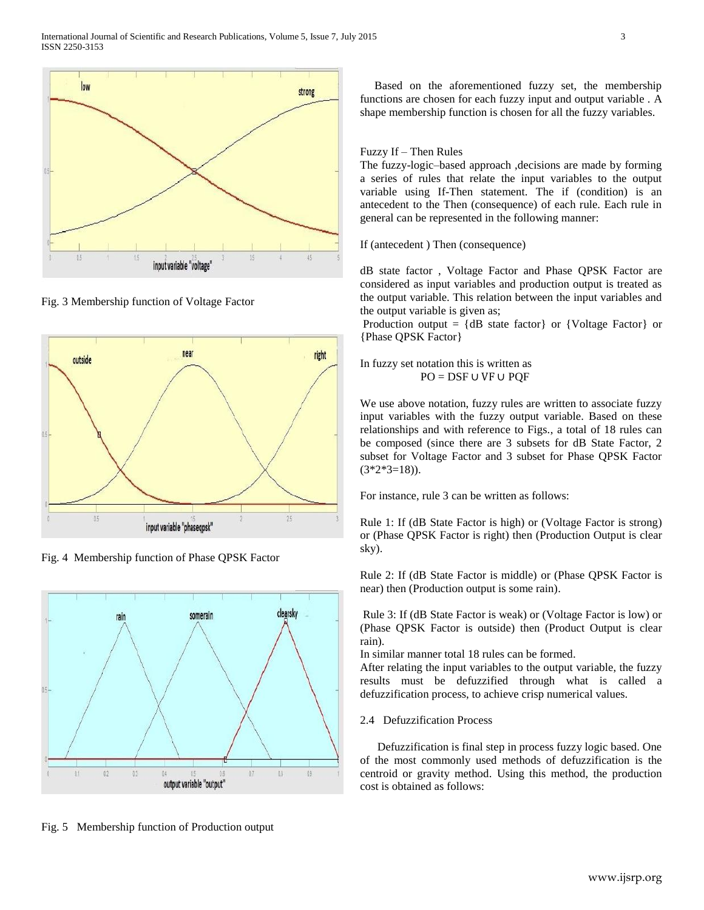Fig. 3 Membership function of Voltage Factor

Fig. 4 Membership function of Phase QPSK Factor

Fig. 5 Membership function of Production output

Based on the aforementioned fuzzy set, the membership functions are chosen for each fuzzy input and output variable . A shape membership function is chosen for all the fuzzy variables.

Fuzzy If – Then Rules

The fuzzy-logic–based approach ,decisions are made by forming a series of rules that relate the input variables to the output variable using If-Then statement. The if (condition) is an antecedent to the Then (consequence) of each rule. Each rule in general can be represented in the following manner:

If (antecedent ) Then (consequence)

dB state factor , Voltage Factor and Phase QPSK Factor are considered as input variables and production output is treated as the output variable. This relation between the input variables and the output variable is given as;

Production output = {dB state factor} or {Voltage Factor} or {Phase QPSK Factor}

In fuzzy set notation this is written as

$$PO = DSF \cup VF \cup PQF$$

We use above notation, fuzzy rules are written to associate fuzzy input variables with the fuzzy output variable. Based on these relationships and with reference to Figs., a total of 18 rules can be composed (since there are 3 subsets for dB State Factor, 2 subset for Voltage Factor and 3 subset for Phase QPSK Factor (3*2*3=18)).

For instance, rule 3 can be written as follows:

Rule 1: If (dB State Factor is high) or (Voltage Factor is strong) or (Phase QPSK Factor is right) then (Production Output is clear sky).

Rule 2: If (dB State Factor is middle) or (Phase QPSK Factor is near) then (Production output is some rain).

Rule 3: If (dB State Factor is weak) or (Voltage Factor is low) or (Phase QPSK Factor is outside) then (Product Output is clear rain).

In similar manner total 18 rules can be formed.

After relating the input variables to the output variable, the fuzzy results must be defuzzified through what is called a defuzzification process, to achieve crisp numerical values.

2.4 Defuzzification Process

Defuzzification is final step in process fuzzy logic based. One of the most commonly used methods of defuzzification is the centroid or gravity method. Using this method, the production cost is obtained as follows: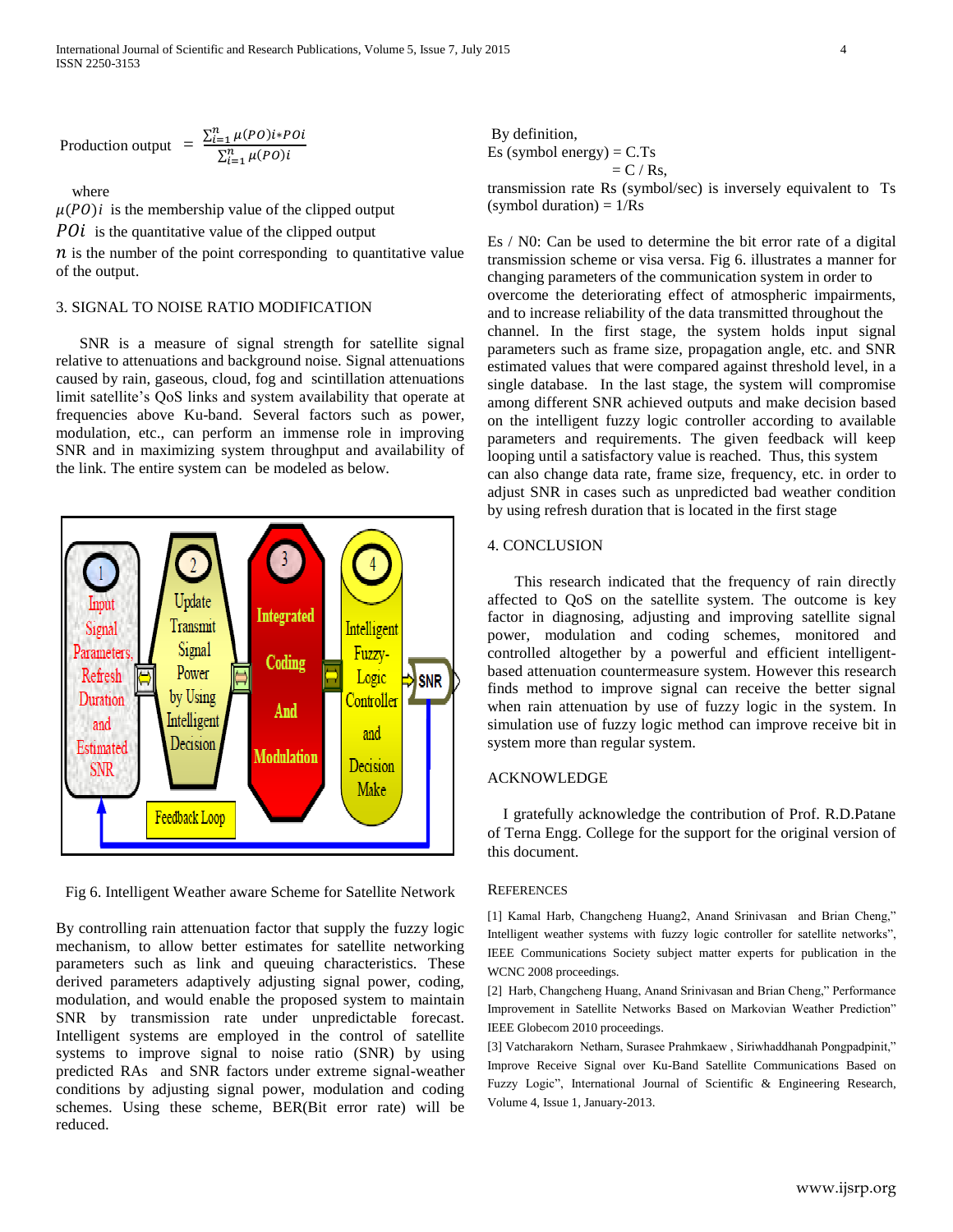Production output $= \frac{\sum_{i=1}^{n} \mu(PO)i * POi}{\sum_{i=1}^{n} \mu(PO)i}$

where

$\mu(PO)i$ is the membership value of the clipped output

$POi$ is the quantitative value of the clipped output

$n$ is the number of the point corresponding to quantitative value of the output.

## 3. SIGNAL TO NOISE RATIO MODIFICATION

SNR is a measure of signal strength for satellite signal relative to attenuations and background noise. Signal attenuations caused by rain, gaseous, cloud, fog and scintillation attenuations limit satellite's QoS links and system availability that operate at frequencies above Ku-band. Several factors such as power, modulation, etc., can perform an immense role in improving SNR and in maximizing system throughput and availability of the link. The entire system can be modeled as below.

Fig 6. Intelligent Weather aware Scheme for Satellite Network

By controlling rain attenuation factor that supply the fuzzy logic mechanism, to allow better estimates for satellite networking parameters such as link and queuing characteristics. These derived parameters adaptively adjusting signal power, coding, modulation, and would enable the proposed system to maintain SNR by transmission rate under unpredictable forecast. Intelligent systems are employed in the control of satellite systems to improve signal to noise ratio (SNR) by using predicted RAs and SNR factors under extreme signal-weather conditions by adjusting signal power, modulation and coding schemes. Using these scheme, BER(Bit error rate) will be reduced.

By definition,
Es (symbol energy) = C.Ts
= C / Rs,
transmission rate Rs (symbol/sec) is inversely equivalent to Ts (symbol duration) = 1/Rs

Es / N0: Can be used to determine the bit error rate of a digital transmission scheme or visa versa. Fig 6. illustrates a manner for changing parameters of the communication system in order to overcome the deteriorating effect of atmospheric impairments, and to increase reliability of the data transmitted throughout the channel. In the first stage, the system holds input signal parameters such as frame size, propagation angle, etc. and SNR estimated values that were compared against threshold level, in a single database. In the last stage, the system will compromise among different SNR achieved outputs and make decision based on the intelligent fuzzy logic controller according to available parameters and requirements. The given feedback will keep looping until a satisfactory value is reached. Thus, this system can also change data rate, frame size, frequency, etc. in order to adjust SNR in cases such as unpredicted bad weather condition by using refresh duration that is located in the first stage

## 4. CONCLUSION

This research indicated that the frequency of rain directly affected to QoS on the satellite system. The outcome is key factor in diagnosing, adjusting and improving satellite signal power, modulation and coding schemes, monitored and controlled altogether by a powerful and efficient intelligent-based attenuation countermeasure system. However this research finds method to improve signal can receive the better signal when rain attenuation by use of fuzzy logic in the system. In simulation use of fuzzy logic method can improve receive bit in system more than regular system.

## ACKNOWLEDGE

I gratefully acknowledge the contribution of Prof. R.D.Patane of Terna Engg. College for the support for the original version of this document.

## REFERENCES

[1] Kamal Harb, Changcheng Huang2, Anand Srinivasan and Brian Cheng," Intelligent weather systems with fuzzy logic controller for satellite networks", IEEE Communications Society subject matter experts for publication in the WCNC 2008 proceedings.

[2] Harb, Changcheng Huang, Anand Srinivasan and Brian Cheng," Performance Improvement in Satellite Networks Based on Markovian Weather Prediction" IEEE Globecom 2010 proceedings.

[3] Vatcharakorn Netharn, Surasee Prahmkaew , Siriwhaddhanah Pongpadpinit," Improve Receive Signal over Ku-Band Satellite Communications Based on Fuzzy Logic", International Journal of Scientific & Engineering Research, Volume 4, Issue 1, January-2013.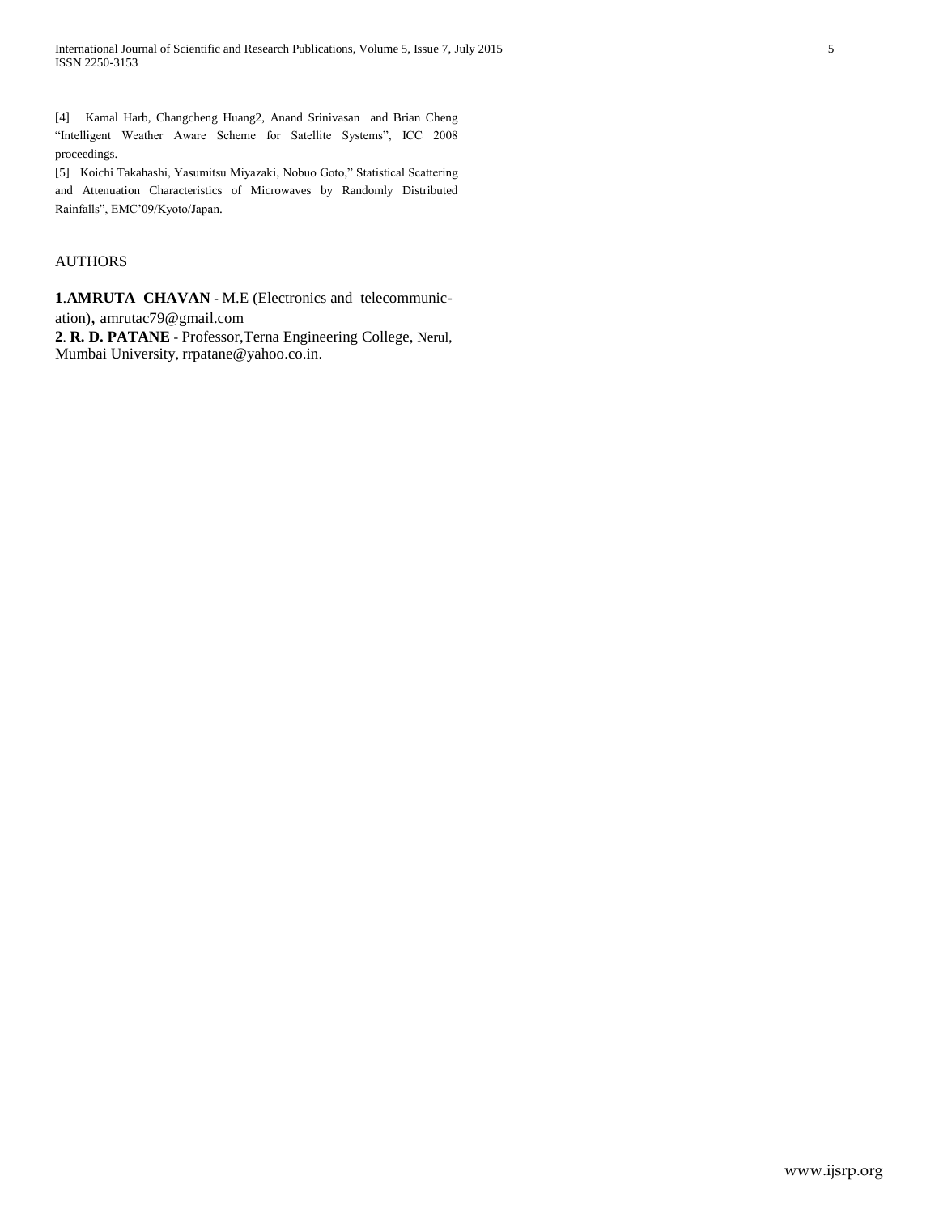[4] Kamal Harb, Changcheng Huang2, Anand Srinivasan and Brian Cheng "Intelligent Weather Aware Scheme for Satellite Systems", ICC 2008 proceedings.

[5] Koichi Takahashi, Yasumitsu Miyazaki, Nobuo Goto," Statistical Scattering and Attenuation Characteristics of Microwaves by Randomly Distributed Rainfalls", EMC'09/Kyoto/Japan.

## AUTHORS

**1**.**AMRUTA CHAVAN** - M.E (Electronics and telecommunic-ation), amrutac79@gmail.com

**2**. **R. D. PATANE** - Professor,Terna Engineering College, Nerul, Mumbai University, rrpatane@yahoo.co.in.